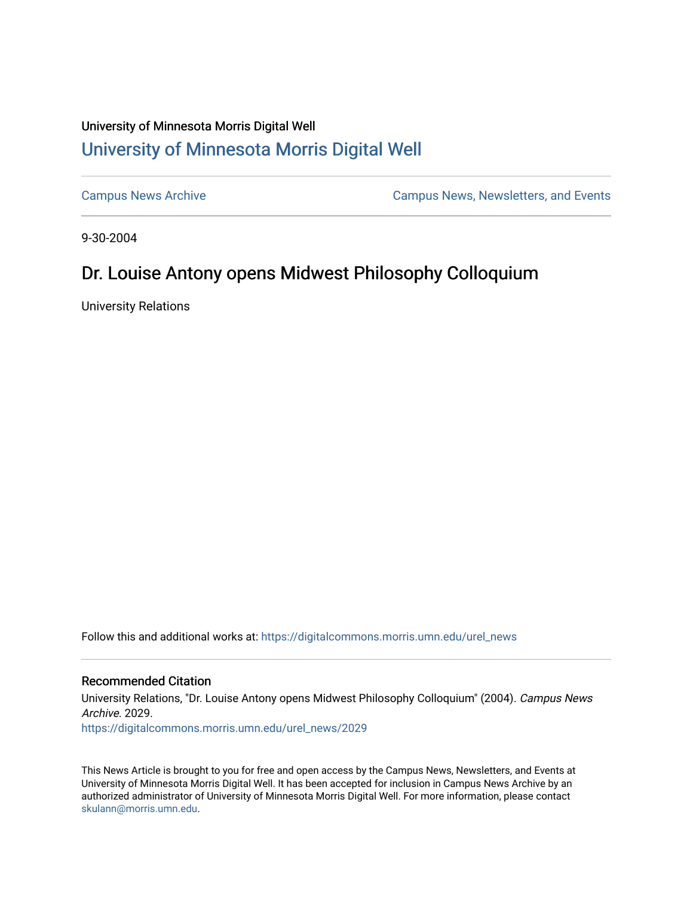University of Minnesota Morris Digital Well

## University of Minnesota Morris Digital Well

Campus News Archive

Campus News, Newsletters, and Events

9-30-2004

# Dr. Louise Antony opens Midwest Philosophy Colloquium

University Relations

Follow this and additional works at: https://digitalcommons.morris.umn.edu/urel_news

### Recommended Citation

University Relations, "Dr. Louise Antony opens Midwest Philosophy Colloquium" (2004). *Campus News Archive*. 2029.
https://digitalcommons.morris.umn.edu/urel_news/2029

This News Article is brought to you for free and open access by the Campus News, Newsletters, and Events at University of Minnesota Morris Digital Well. It has been accepted for inclusion in Campus News Archive by an authorized administrator of University of Minnesota Morris Digital Well. For more information, please contact skulann@morris.umn.edu.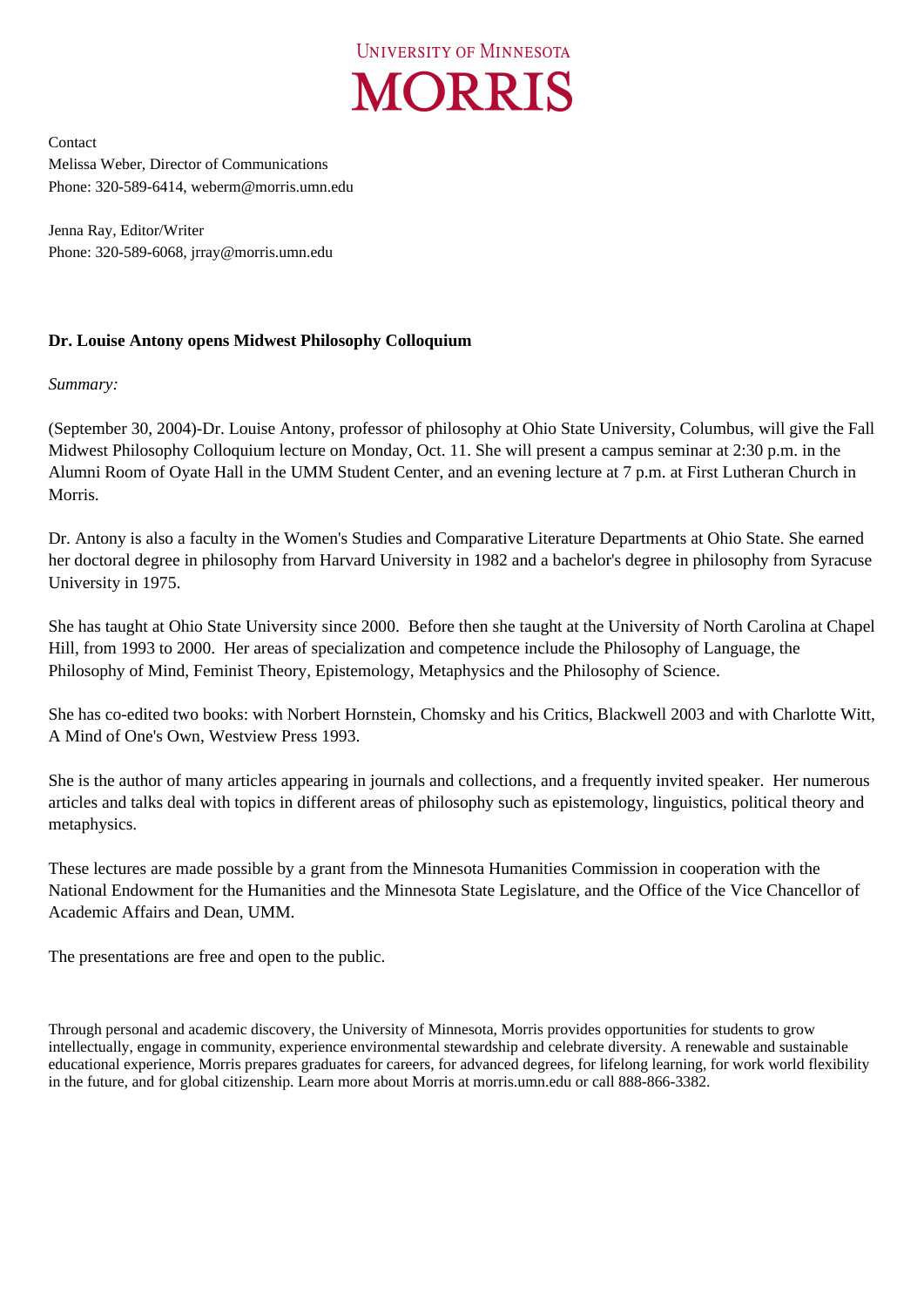UNIVERSITY OF MINNESOTA
MORRIS

Contact
Melissa Weber, Director of Communications
Phone: 320-589-6414, weberm@morris.umn.edu

Jenna Ray, Editor/Writer
Phone: 320-589-6068, jrray@morris.umn.edu

**Dr. Louise Antony opens Midwest Philosophy Colloquium**

*Summary:*

(September 30, 2004)-Dr. Louise Antony, professor of philosophy at Ohio State University, Columbus, will give the Fall Midwest Philosophy Colloquium lecture on Monday, Oct. 11. She will present a campus seminar at 2:30 p.m. in the Alumni Room of Oyate Hall in the UMM Student Center, and an evening lecture at 7 p.m. at First Lutheran Church in Morris.

Dr. Antony is also a faculty in the Women's Studies and Comparative Literature Departments at Ohio State. She earned her doctoral degree in philosophy from Harvard University in 1982 and a bachelor's degree in philosophy from Syracuse University in 1975.

She has taught at Ohio State University since 2000. Before then she taught at the University of North Carolina at Chapel Hill, from 1993 to 2000. Her areas of specialization and competence include the Philosophy of Language, the Philosophy of Mind, Feminist Theory, Epistemology, Metaphysics and the Philosophy of Science.

She has co-edited two books: with Norbert Hornstein, Chomsky and his Critics, Blackwell 2003 and with Charlotte Witt, A Mind of One's Own, Westview Press 1993.

She is the author of many articles appearing in journals and collections, and a frequently invited speaker. Her numerous articles and talks deal with topics in different areas of philosophy such as epistemology, linguistics, political theory and metaphysics.

These lectures are made possible by a grant from the Minnesota Humanities Commission in cooperation with the National Endowment for the Humanities and the Minnesota State Legislature, and the Office of the Vice Chancellor of Academic Affairs and Dean, UMM.

The presentations are free and open to the public.

Through personal and academic discovery, the University of Minnesota, Morris provides opportunities for students to grow intellectually, engage in community, experience environmental stewardship and celebrate diversity. A renewable and sustainable educational experience, Morris prepares graduates for careers, for advanced degrees, for lifelong learning, for work world flexibility in the future, and for global citizenship. Learn more about Morris at morris.umn.edu or call 888-866-3382.